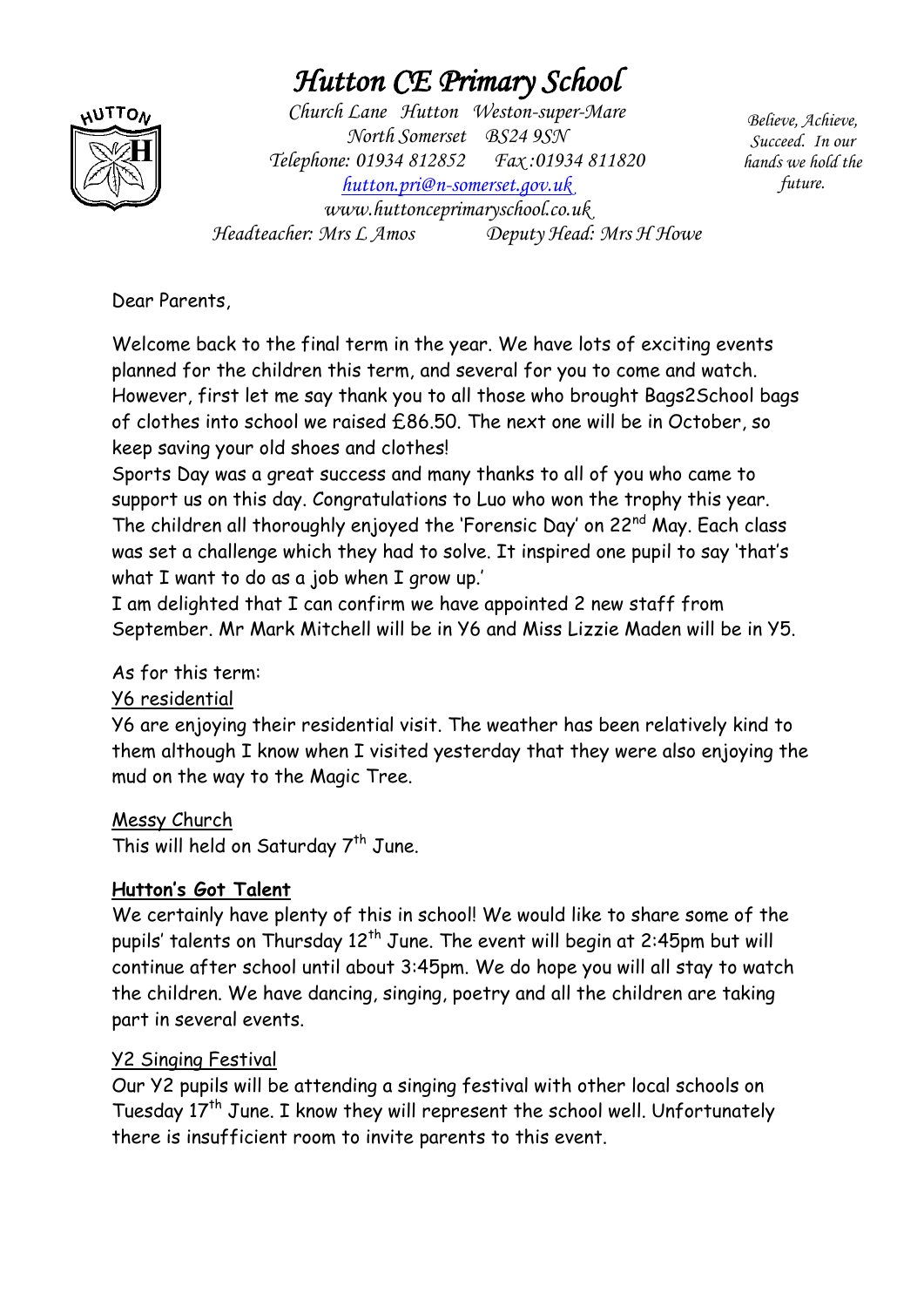# Hutton CE Primary School

Church Lane Hutton Weston-super-Mare
North Somerset BS24 9SN
Telephone: 01934 812852 Fax :01934 811820
hutton.pri@n-somerset.gov.uk
www.huttonceprimaryschool.co.uk
Headteacher: Mrs L Amos Deputy Head: Mrs H Howe

*Believe, Achieve, Succeed. In our hands we hold the future.*

Dear Parents,

Welcome back to the final term in the year. We have lots of exciting events planned for the children this term, and several for you to come and watch. However, first let me say thank you to all those who brought Bags2School bags of clothes into school we raised £86.50. The next one will be in October, so keep saving your old shoes and clothes!

Sports Day was a great success and many thanks to all of you who came to support us on this day. Congratulations to Luo who won the trophy this year.

The children all thoroughly enjoyed the 'Forensic Day' on 22nd May. Each class was set a challenge which they had to solve. It inspired one pupil to say 'that's what I want to do as a job when I grow up.'

I am delighted that I can confirm we have appointed 2 new staff from September. Mr Mark Mitchell will be in Y6 and Miss Lizzie Maden will be in Y5.

As for this term:

Y6 residential

Y6 are enjoying their residential visit. The weather has been relatively kind to them although I know when I visited yesterday that they were also enjoying the mud on the way to the Magic Tree.

Messy Church

This will held on Saturday 7th June.

**Hutton's Got Talent**

We certainly have plenty of this in school! We would like to share some of the pupils' talents on Thursday 12th June. The event will begin at 2:45pm but will continue after school until about 3:45pm. We do hope you will all stay to watch the children. We have dancing, singing, poetry and all the children are taking part in several events.

Y2 Singing Festival

Our Y2 pupils will be attending a singing festival with other local schools on Tuesday 17th June. I know they will represent the school well. Unfortunately there is insufficient room to invite parents to this event.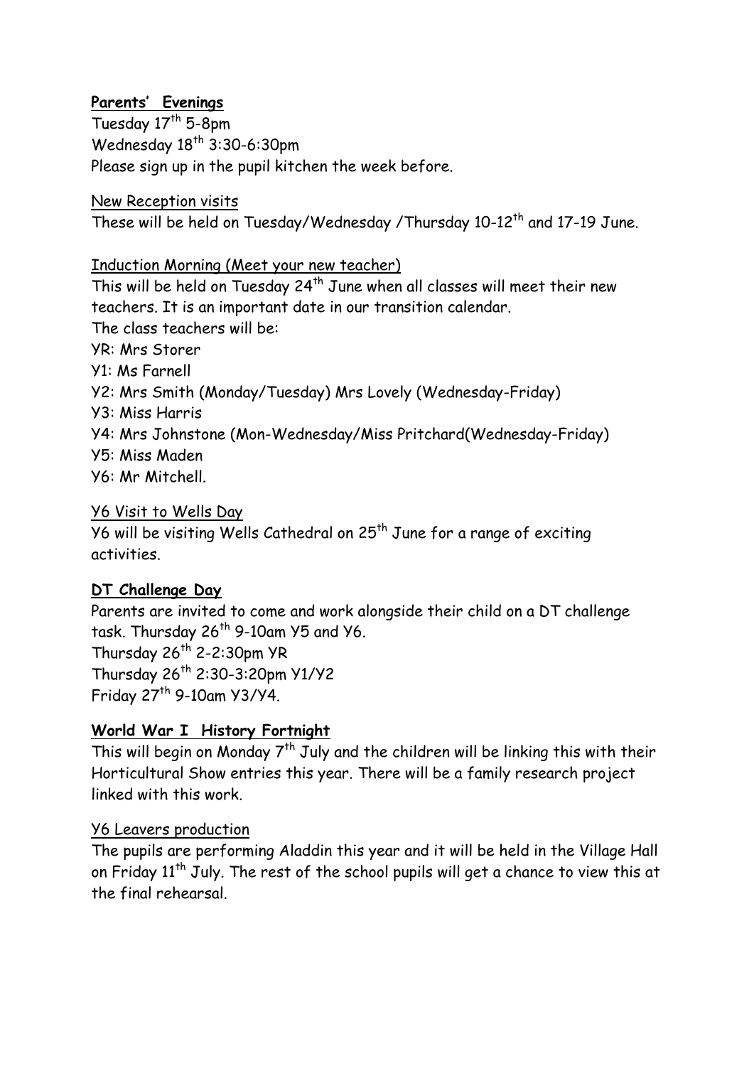**Parents' Evenings**

Tuesday 17th 5-8pm
Wednesday 18th 3:30-6:30pm
Please sign up in the pupil kitchen the week before.

New Reception visits

These will be held on Tuesday/Wednesday /Thursday 10-12th and 17-19 June.

Induction Morning (Meet your new teacher)

This will be held on Tuesday 24th June when all classes will meet their new teachers. It is an important date in our transition calendar.
The class teachers will be:
YR: Mrs Storer
Y1: Ms Farnell
Y2: Mrs Smith (Monday/Tuesday) Mrs Lovely (Wednesday-Friday)
Y3: Miss Harris
Y4: Mrs Johnstone (Mon-Wednesday/Miss Pritchard(Wednesday-Friday)
Y5: Miss Maden
Y6: Mr Mitchell.

Y6 Visit to Wells Day

Y6 will be visiting Wells Cathedral on 25th June for a range of exciting activities.

**DT Challenge Day**

Parents are invited to come and work alongside their child on a DT challenge task. Thursday 26th 9-10am Y5 and Y6.
Thursday 26th 2-2:30pm YR
Thursday 26th 2:30-3:20pm Y1/Y2
Friday 27th 9-10am Y3/Y4.

**World War I History Fortnight**

This will begin on Monday 7th July and the children will be linking this with their Horticultural Show entries this year. There will be a family research project linked with this work.

Y6 Leavers production

The pupils are performing Aladdin this year and it will be held in the Village Hall on Friday 11th July. The rest of the school pupils will get a chance to view this at the final rehearsal.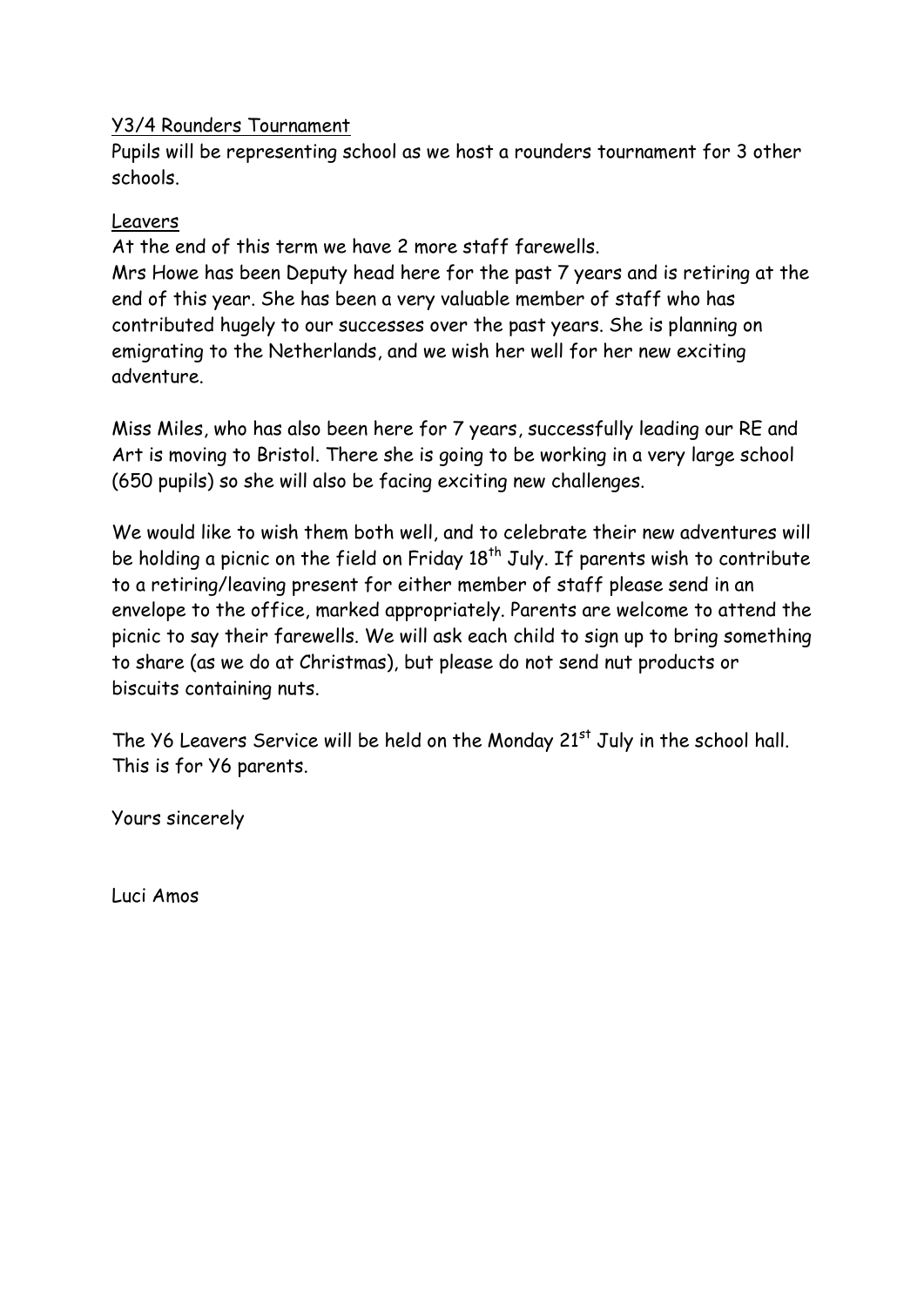Y3/4 Rounders Tournament

Pupils will be representing school as we host a rounders tournament for 3 other schools.

Leavers

At the end of this term we have 2 more staff farewells.

Mrs Howe has been Deputy head here for the past 7 years and is retiring at the end of this year. She has been a very valuable member of staff who has contributed hugely to our successes over the past years. She is planning on emigrating to the Netherlands, and we wish her well for her new exciting adventure.

Miss Miles, who has also been here for 7 years, successfully leading our RE and Art is moving to Bristol. There she is going to be working in a very large school (650 pupils) so she will also be facing exciting new challenges.

We would like to wish them both well, and to celebrate their new adventures will be holding a picnic on the field on Friday 18th July. If parents wish to contribute to a retiring/leaving present for either member of staff please send in an envelope to the office, marked appropriately. Parents are welcome to attend the picnic to say their farewells. We will ask each child to sign up to bring something to share (as we do at Christmas), but please do not send nut products or biscuits containing nuts.

The Y6 Leavers Service will be held on the Monday 21st July in the school hall. This is for Y6 parents.

Yours sincerely

Luci Amos